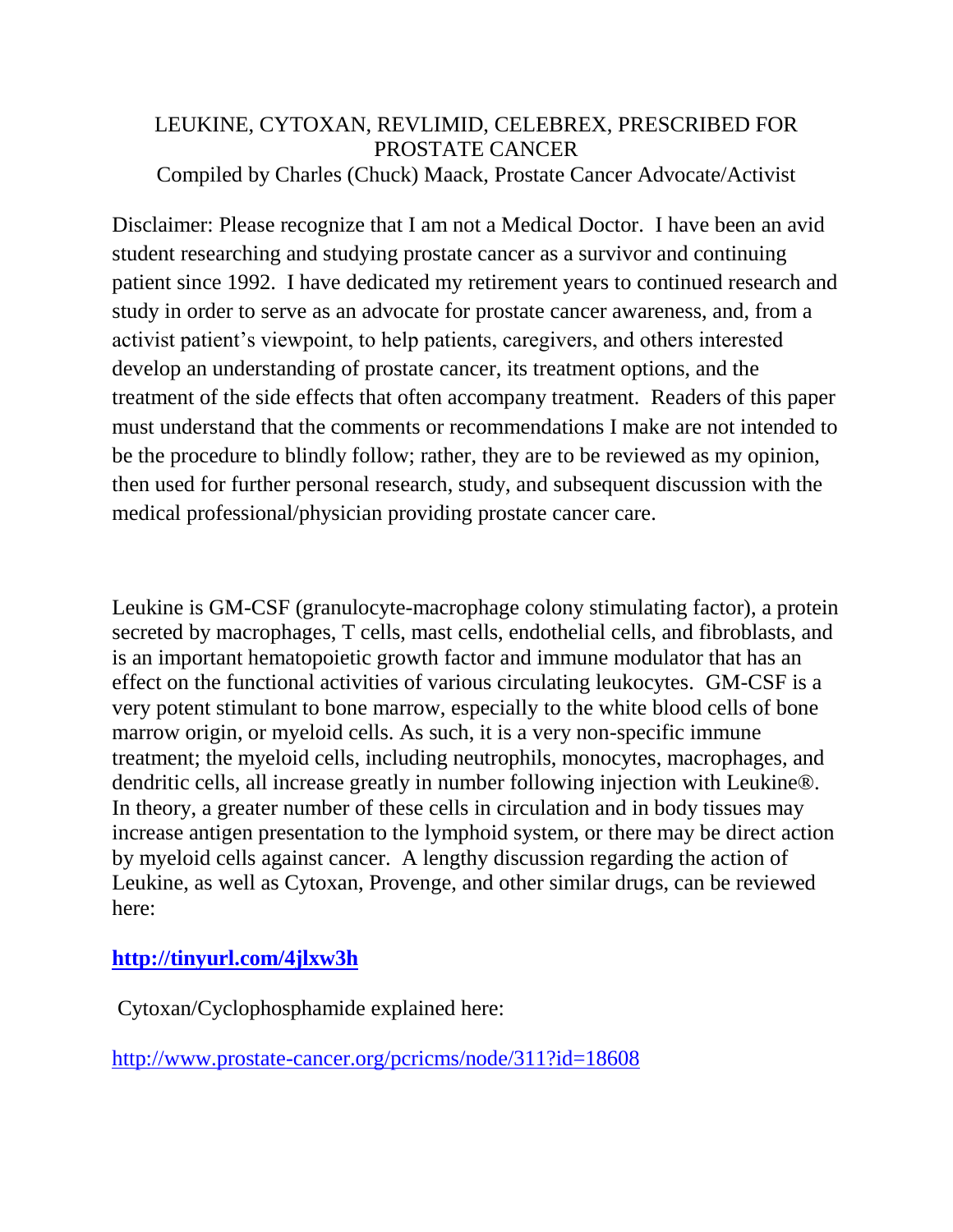# LEUKINE, CYTOXAN, REVLIMID, CELEBREX, PRESCRIBED FOR PROSTATE CANCER

Compiled by Charles (Chuck) Maack, Prostate Cancer Advocate/Activist

Disclaimer: Please recognize that I am not a Medical Doctor. I have been an avid student researching and studying prostate cancer as a survivor and continuing patient since 1992. I have dedicated my retirement years to continued research and study in order to serve as an advocate for prostate cancer awareness, and, from a activist patient's viewpoint, to help patients, caregivers, and others interested develop an understanding of prostate cancer, its treatment options, and the treatment of the side effects that often accompany treatment. Readers of this paper must understand that the comments or recommendations I make are not intended to be the procedure to blindly follow; rather, they are to be reviewed as my opinion, then used for further personal research, study, and subsequent discussion with the medical professional/physician providing prostate cancer care.

Leukine is GM-CSF (granulocyte-macrophage colony stimulating factor), a protein secreted by macrophages, T cells, mast cells, endothelial cells, and fibroblasts, and is an important hematopoietic growth factor and immune modulator that has an effect on the functional activities of various circulating leukocytes. GM-CSF is a very potent stimulant to bone marrow, especially to the white blood cells of bone marrow origin, or myeloid cells. As such, it is a very non-specific immune treatment; the myeloid cells, including neutrophils, monocytes, macrophages, and dendritic cells, all increase greatly in number following injection with Leukine®. In theory, a greater number of these cells in circulation and in body tissues may increase antigen presentation to the lymphoid system, or there may be direct action by myeloid cells against cancer. A lengthy discussion regarding the action of Leukine, as well as Cytoxan, Provenge, and other similar drugs, can be reviewed here:

**http://tinyurl.com/4jlxw3h**

Cytoxan/Cyclophosphamide explained here:

http://www.prostate-cancer.org/pcricms/node/311?id=18608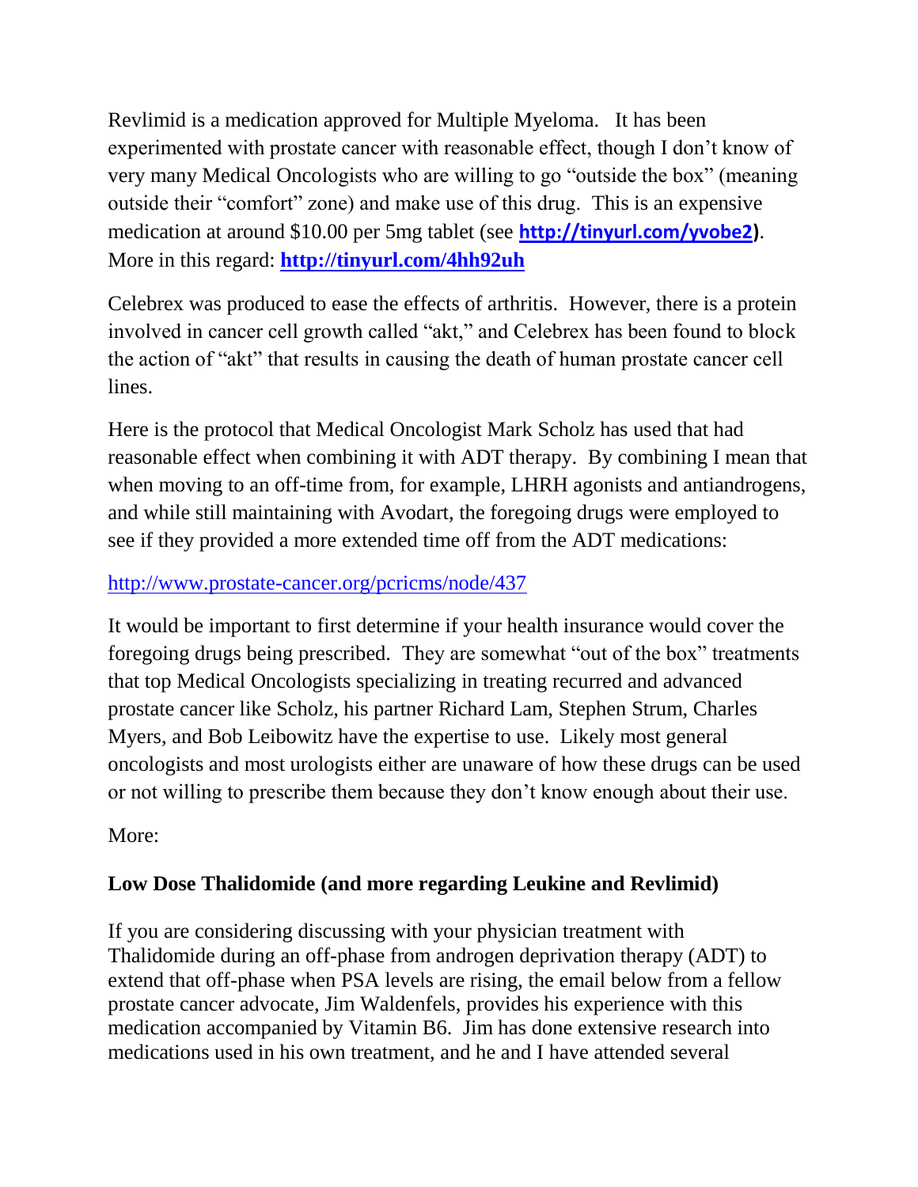Revlimid is a medication approved for Multiple Myeloma. It has been experimented with prostate cancer with reasonable effect, though I don't know of very many Medical Oncologists who are willing to go "outside the box" (meaning outside their "comfort" zone) and make use of this drug. This is an expensive medication at around $10.00 per 5mg tablet (see **[http://tinyurl.com/yvobe2](http://tinyurl.com/yvobe2))**. More in this regard: **[http://tinyurl.com/4hh92uh](http://tinyurl.com/4hh92uh)**

Celebrex was produced to ease the effects of arthritis. However, there is a protein involved in cancer cell growth called "akt," and Celebrex has been found to block the action of "akt" that results in causing the death of human prostate cancer cell lines.

Here is the protocol that Medical Oncologist Mark Scholz has used that had reasonable effect when combining it with ADT therapy. By combining I mean that when moving to an off-time from, for example, LHRH agonists and antiandrogens, and while still maintaining with Avodart, the foregoing drugs were employed to see if they provided a more extended time off from the ADT medications:

[http://www.prostate-cancer.org/pcricms/node/437](http://www.prostate-cancer.org/pcricms/node/437)

It would be important to first determine if your health insurance would cover the foregoing drugs being prescribed. They are somewhat "out of the box" treatments that top Medical Oncologists specializing in treating recurred and advanced prostate cancer like Scholz, his partner Richard Lam, Stephen Strum, Charles Myers, and Bob Leibowitz have the expertise to use. Likely most general oncologists and most urologists either are unaware of how these drugs can be used or not willing to prescribe them because they don't know enough about their use.

More:

**Low Dose Thalidomide (and more regarding Leukine and Revlimid)**

If you are considering discussing with your physician treatment with Thalidomide during an off-phase from androgen deprivation therapy (ADT) to extend that off-phase when PSA levels are rising, the email below from a fellow prostate cancer advocate, Jim Waldenfels, provides his experience with this medication accompanied by Vitamin B6. Jim has done extensive research into medications used in his own treatment, and he and I have attended several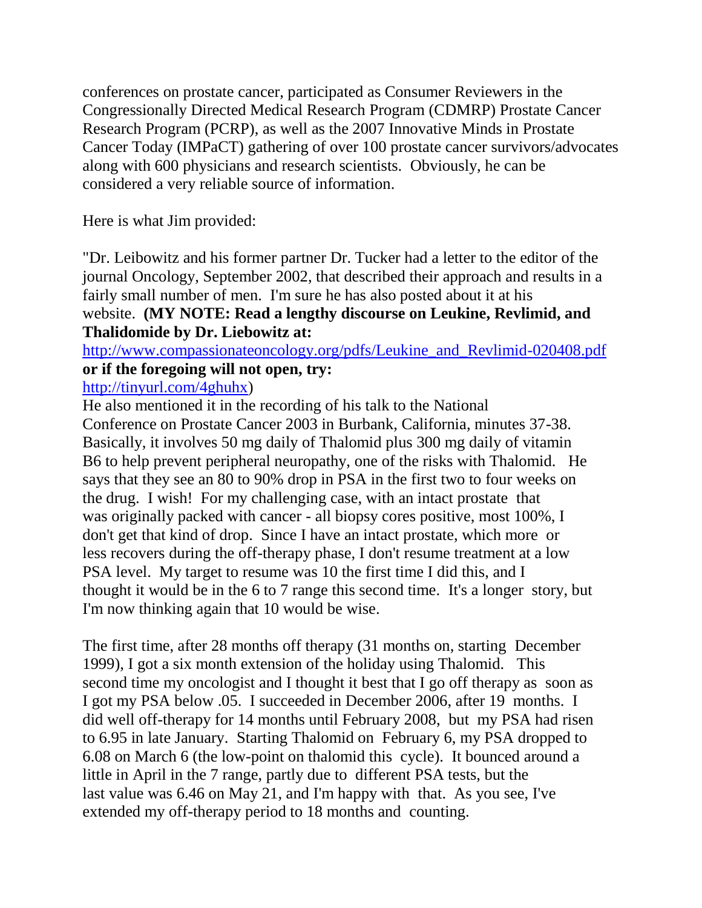conferences on prostate cancer, participated as Consumer Reviewers in the Congressionally Directed Medical Research Program (CDMRP) Prostate Cancer Research Program (PCRP), as well as the 2007 Innovative Minds in Prostate Cancer Today (IMPaCT) gathering of over 100 prostate cancer survivors/advocates along with 600 physicians and research scientists. Obviously, he can be considered a very reliable source of information.

Here is what Jim provided:

"Dr. Leibowitz and his former partner Dr. Tucker had a letter to the editor of the journal Oncology, September 2002, that described their approach and results in a fairly small number of men. I'm sure he has also posted about it at his website. **(MY NOTE: Read a lengthy discourse on Leukine, Revlimid, and Thalidomide by Dr. Liebowitz at:**
[http://www.compassionateoncology.org/pdfs/Leukine_and_Revlimid-020408.pdf](http://www.compassionateoncology.org/pdfs/Leukine_and_Revlimid-020408.pdf)
**or if the foregoing will not open, try:**
[http://tinyurl.com/4ghuhx](http://tinyurl.com/4ghuhx))
He also mentioned it in the recording of his talk to the National Conference on Prostate Cancer 2003 in Burbank, California, minutes 37-38. Basically, it involves 50 mg daily of Thalomid plus 300 mg daily of vitamin B6 to help prevent peripheral neuropathy, one of the risks with Thalomid. He says that they see an 80 to 90% drop in PSA in the first two to four weeks on the drug. I wish! For my challenging case, with an intact prostate that was originally packed with cancer - all biopsy cores positive, most 100%, I don't get that kind of drop. Since I have an intact prostate, which more or less recovers during the off-therapy phase, I don't resume treatment at a low PSA level. My target to resume was 10 the first time I did this, and I thought it would be in the 6 to 7 range this second time. It's a longer story, but I'm now thinking again that 10 would be wise.

The first time, after 28 months off therapy (31 months on, starting December 1999), I got a six month extension of the holiday using Thalomid. This second time my oncologist and I thought it best that I go off therapy as soon as I got my PSA below .05. I succeeded in December 2006, after 19 months. I did well off-therapy for 14 months until February 2008, but my PSA had risen to 6.95 in late January. Starting Thalomid on February 6, my PSA dropped to 6.08 on March 6 (the low-point on thalomid this cycle). It bounced around a little in April in the 7 range, partly due to different PSA tests, but the last value was 6.46 on May 21, and I'm happy with that. As you see, I've extended my off-therapy period to 18 months and counting.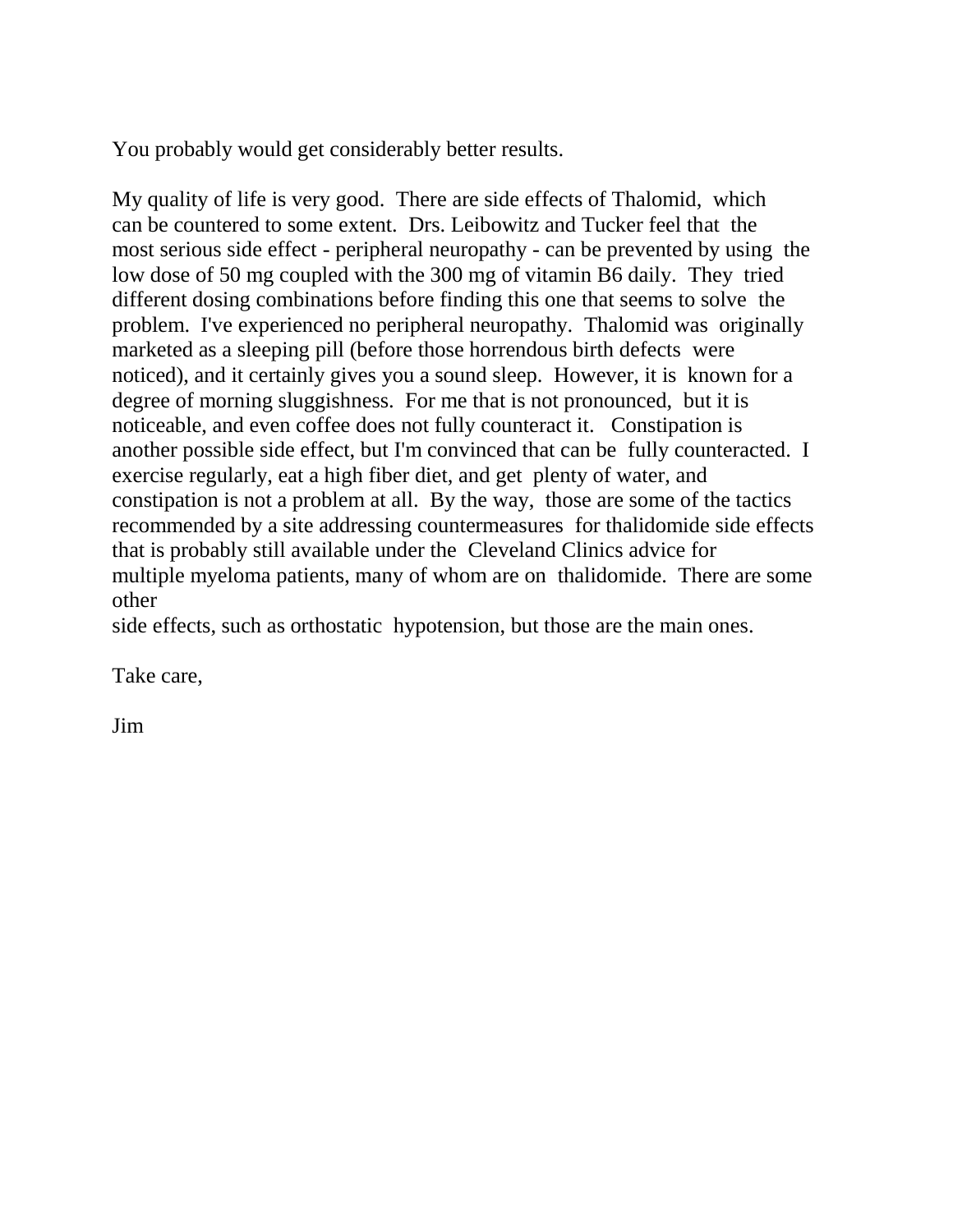You probably would get considerably better results.

My quality of life is very good. There are side effects of Thalomid, which can be countered to some extent. Drs. Leibowitz and Tucker feel that the most serious side effect - peripheral neuropathy - can be prevented by using the low dose of 50 mg coupled with the 300 mg of vitamin B6 daily. They tried different dosing combinations before finding this one that seems to solve the problem. I've experienced no peripheral neuropathy. Thalomid was originally marketed as a sleeping pill (before those horrendous birth defects were noticed), and it certainly gives you a sound sleep. However, it is known for a degree of morning sluggishness. For me that is not pronounced, but it is noticeable, and even coffee does not fully counteract it. Constipation is another possible side effect, but I'm convinced that can be fully counteracted. I exercise regularly, eat a high fiber diet, and get plenty of water, and constipation is not a problem at all. By the way, those are some of the tactics recommended by a site addressing countermeasures for thalidomide side effects that is probably still available under the Cleveland Clinics advice for multiple myeloma patients, many of whom are on thalidomide. There are some other side effects, such as orthostatic hypotension, but those are the main ones.

Take care,

Jim